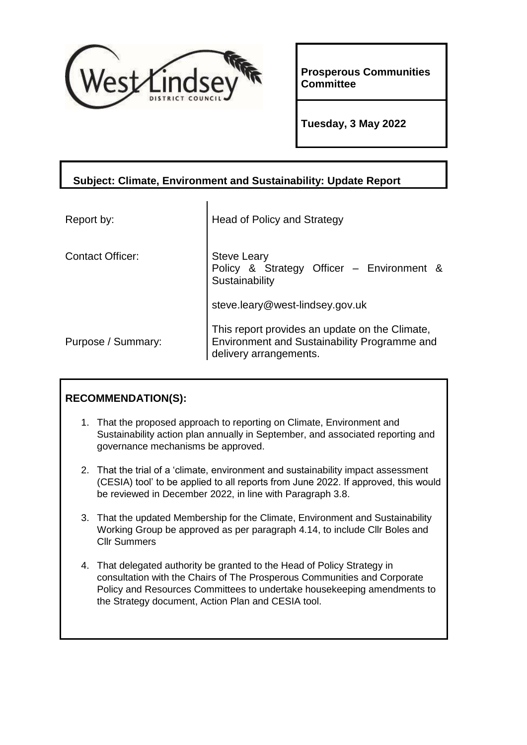West Lindsey District Council

**Prosperous Communities Committee**

**Tuesday, 3 May 2022**

**Subject: Climate, Environment and Sustainability: Update Report**

| | |
|---|---|
| Report by: | Head of Policy and Strategy |
| Contact Officer: | Steve Leary<br>Policy & Strategy Officer – Environment & Sustainability<br><br>steve.leary@west-lindsey.gov.uk |
| Purpose / Summary: | This report provides an update on the Climate, Environment and Sustainability Programme and delivery arrangements. |

**RECOMMENDATION(S):**

1. That the proposed approach to reporting on Climate, Environment and Sustainability action plan annually in September, and associated reporting and governance mechanisms be approved.
2. That the trial of a 'climate, environment and sustainability impact assessment (CESIA) tool' to be applied to all reports from June 2022. If approved, this would be reviewed in December 2022, in line with Paragraph 3.8.
3. That the updated Membership for the Climate, Environment and Sustainability Working Group be approved as per paragraph 4.14, to include Cllr Boles and Cllr Summers
4. That delegated authority be granted to the Head of Policy Strategy in consultation with the Chairs of The Prosperous Communities and Corporate Policy and Resources Committees to undertake housekeeping amendments to the Strategy document, Action Plan and CESIA tool.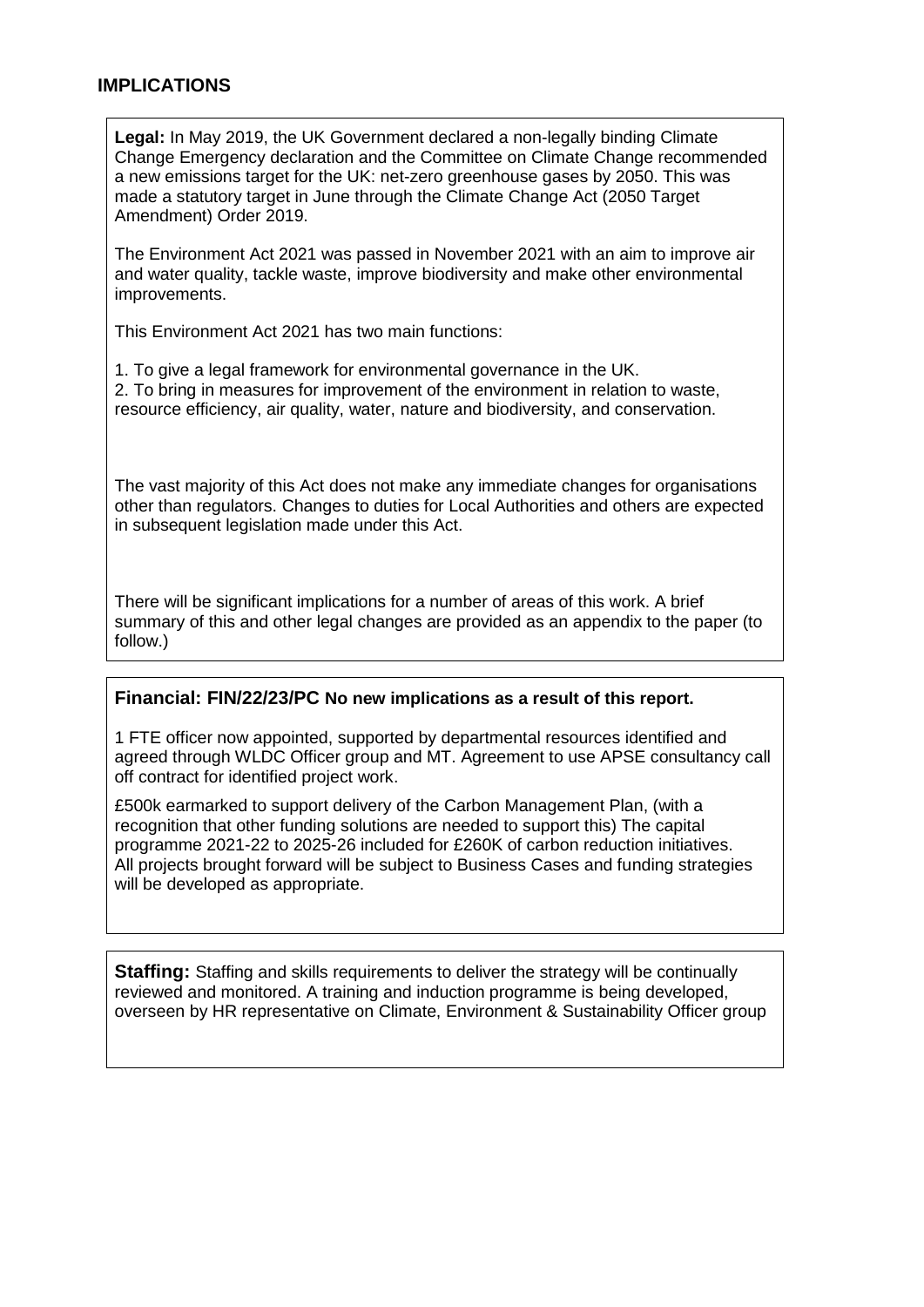## IMPLICATIONS

**Legal:** In May 2019, the UK Government declared a non-legally binding Climate Change Emergency declaration and the Committee on Climate Change recommended a new emissions target for the UK: net-zero greenhouse gases by 2050. This was made a statutory target in June through the Climate Change Act (2050 Target Amendment) Order 2019.

The Environment Act 2021 was passed in November 2021 with an aim to improve air and water quality, tackle waste, improve biodiversity and make other environmental improvements.

This Environment Act 2021 has two main functions:

1. To give a legal framework for environmental governance in the UK.
2. To bring in measures for improvement of the environment in relation to waste, resource efficiency, air quality, water, nature and biodiversity, and conservation.

The vast majority of this Act does not make any immediate changes for organisations other than regulators. Changes to duties for Local Authorities and others are expected in subsequent legislation made under this Act.

There will be significant implications for a number of areas of this work. A brief summary of this and other legal changes are provided as an appendix to the paper (to follow.)

**Financial: FIN/22/23/PC No new implications as a result of this report.**

1 FTE officer now appointed, supported by departmental resources identified and agreed through WLDC Officer group and MT. Agreement to use APSE consultancy call off contract for identified project work.

£500k earmarked to support delivery of the Carbon Management Plan, (with a recognition that other funding solutions are needed to support this) The capital programme 2021-22 to 2025-26 included for £260K of carbon reduction initiatives. All projects brought forward will be subject to Business Cases and funding strategies will be developed as appropriate.

**Staffing:** Staffing and skills requirements to deliver the strategy will be continually reviewed and monitored. A training and induction programme is being developed, overseen by HR representative on Climate, Environment & Sustainability Officer group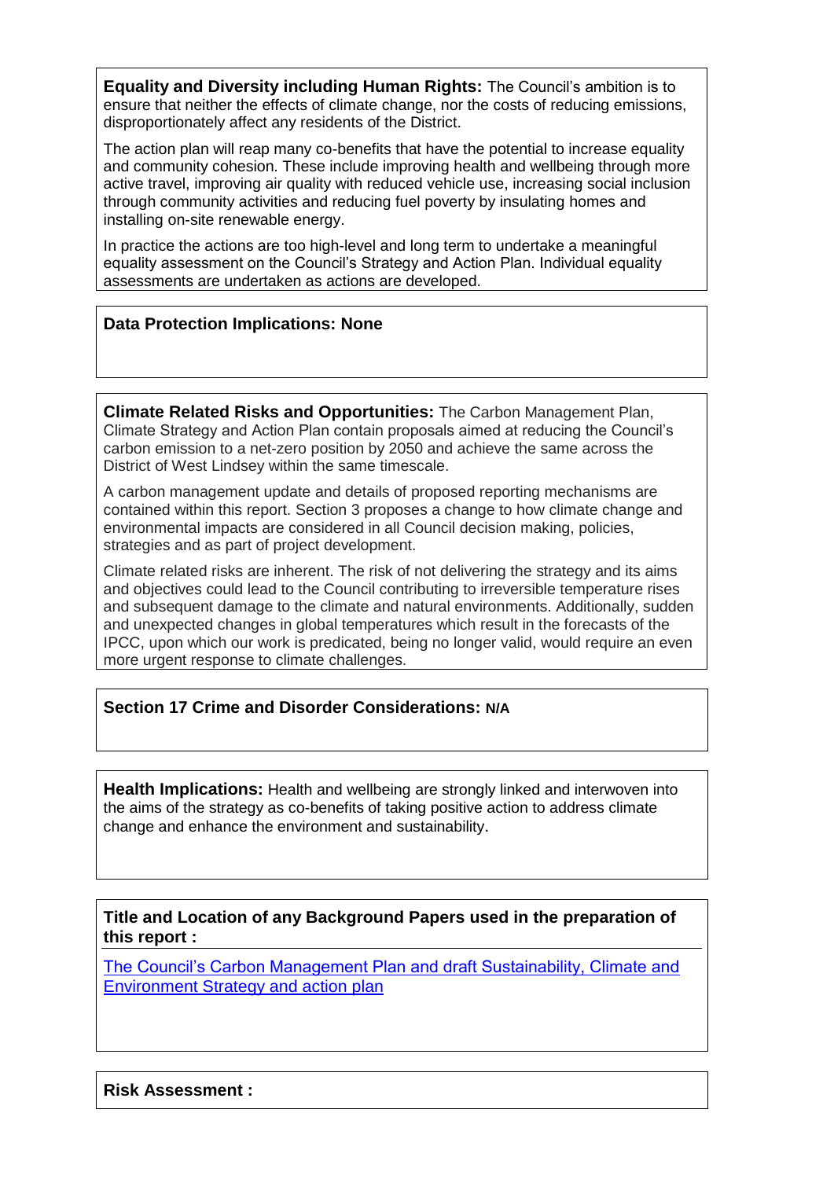**Equality and Diversity including Human Rights:** The Council's ambition is to ensure that neither the effects of climate change, nor the costs of reducing emissions, disproportionately affect any residents of the District.

The action plan will reap many co-benefits that have the potential to increase equality and community cohesion. These include improving health and wellbeing through more active travel, improving air quality with reduced vehicle use, increasing social inclusion through community activities and reducing fuel poverty by insulating homes and installing on-site renewable energy.

In practice the actions are too high-level and long term to undertake a meaningful equality assessment on the Council's Strategy and Action Plan. Individual equality assessments are undertaken as actions are developed.

**Data Protection Implications: None**

**Climate Related Risks and Opportunities:** The Carbon Management Plan, Climate Strategy and Action Plan contain proposals aimed at reducing the Council's carbon emission to a net-zero position by 2050 and achieve the same across the District of West Lindsey within the same timescale.

A carbon management update and details of proposed reporting mechanisms are contained within this report. Section 3 proposes a change to how climate change and environmental impacts are considered in all Council decision making, policies, strategies and as part of project development.

Climate related risks are inherent. The risk of not delivering the strategy and its aims and objectives could lead to the Council contributing to irreversible temperature rises and subsequent damage to the climate and natural environments. Additionally, sudden and unexpected changes in global temperatures which result in the forecasts of the IPCC, upon which our work is predicated, being no longer valid, would require an even more urgent response to climate challenges.

**Section 17 Crime and Disorder Considerations: N/A**

**Health Implications:** Health and wellbeing are strongly linked and interwoven into the aims of the strategy as co-benefits of taking positive action to address climate change and enhance the environment and sustainability.

**Title and Location of any Background Papers used in the preparation of this report :**

The Council's Carbon Management Plan and draft Sustainability, Climate and Environment Strategy and action plan

**Risk Assessment :**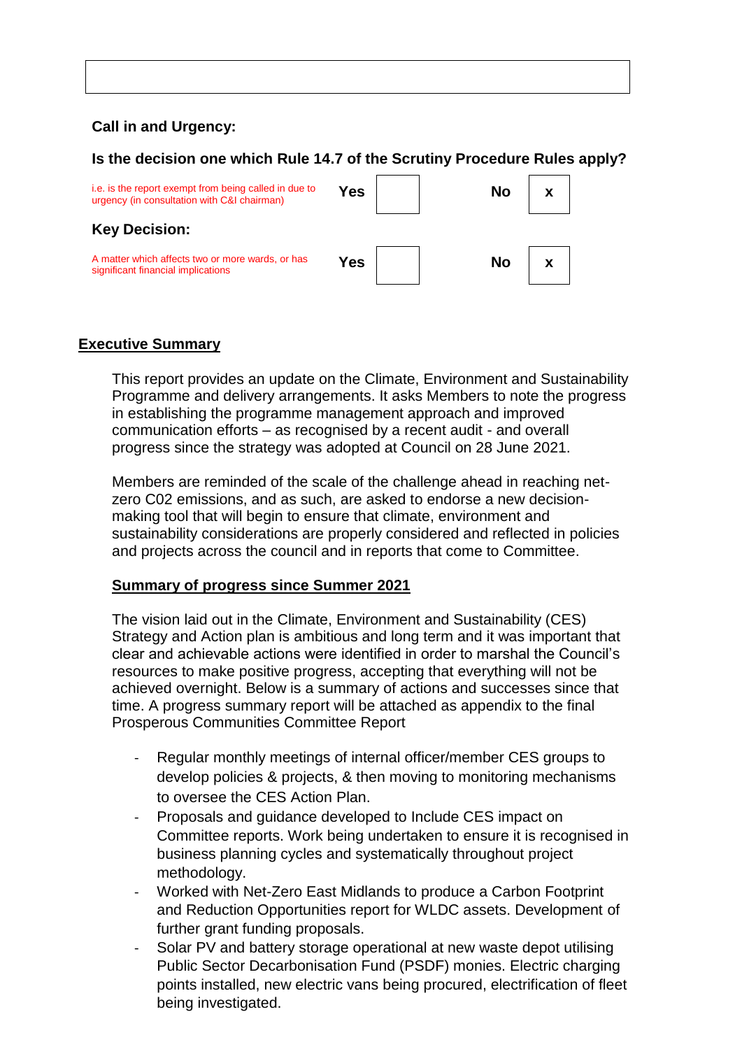**Call in and Urgency:**

**Is the decision one which Rule 14.7 of the Scrutiny Procedure Rules apply?**

| i.e. is the report exempt from being called in due to urgency (in consultation with C&I chairman) | Yes | | No | x |
|---|---|---|---|---|

**Key Decision:**

| A matter which affects two or more wards, or has significant financial implications | Yes | | No | x |
|---|---|---|---|---|

## Executive Summary

This report provides an update on the Climate, Environment and Sustainability Programme and delivery arrangements. It asks Members to note the progress in establishing the programme management approach and improved communication efforts – as recognised by a recent audit - and overall progress since the strategy was adopted at Council on 28 June 2021.

Members are reminded of the scale of the challenge ahead in reaching net-zero C02 emissions, and as such, are asked to endorse a new decision-making tool that will begin to ensure that climate, environment and sustainability considerations are properly considered and reflected in policies and projects across the council and in reports that come to Committee.

### Summary of progress since Summer 2021

The vision laid out in the Climate, Environment and Sustainability (CES) Strategy and Action plan is ambitious and long term and it was important that clear and achievable actions were identified in order to marshal the Council's resources to make positive progress, accepting that everything will not be achieved overnight. Below is a summary of actions and successes since that time. A progress summary report will be attached as appendix to the final Prosperous Communities Committee Report

- Regular monthly meetings of internal officer/member CES groups to develop policies & projects, & then moving to monitoring mechanisms to oversee the CES Action Plan.
- Proposals and guidance developed to Include CES impact on Committee reports. Work being undertaken to ensure it is recognised in business planning cycles and systematically throughout project methodology.
- Worked with Net-Zero East Midlands to produce a Carbon Footprint and Reduction Opportunities report for WLDC assets. Development of further grant funding proposals.
- Solar PV and battery storage operational at new waste depot utilising Public Sector Decarbonisation Fund (PSDF) monies. Electric charging points installed, new electric vans being procured, electrification of fleet being investigated.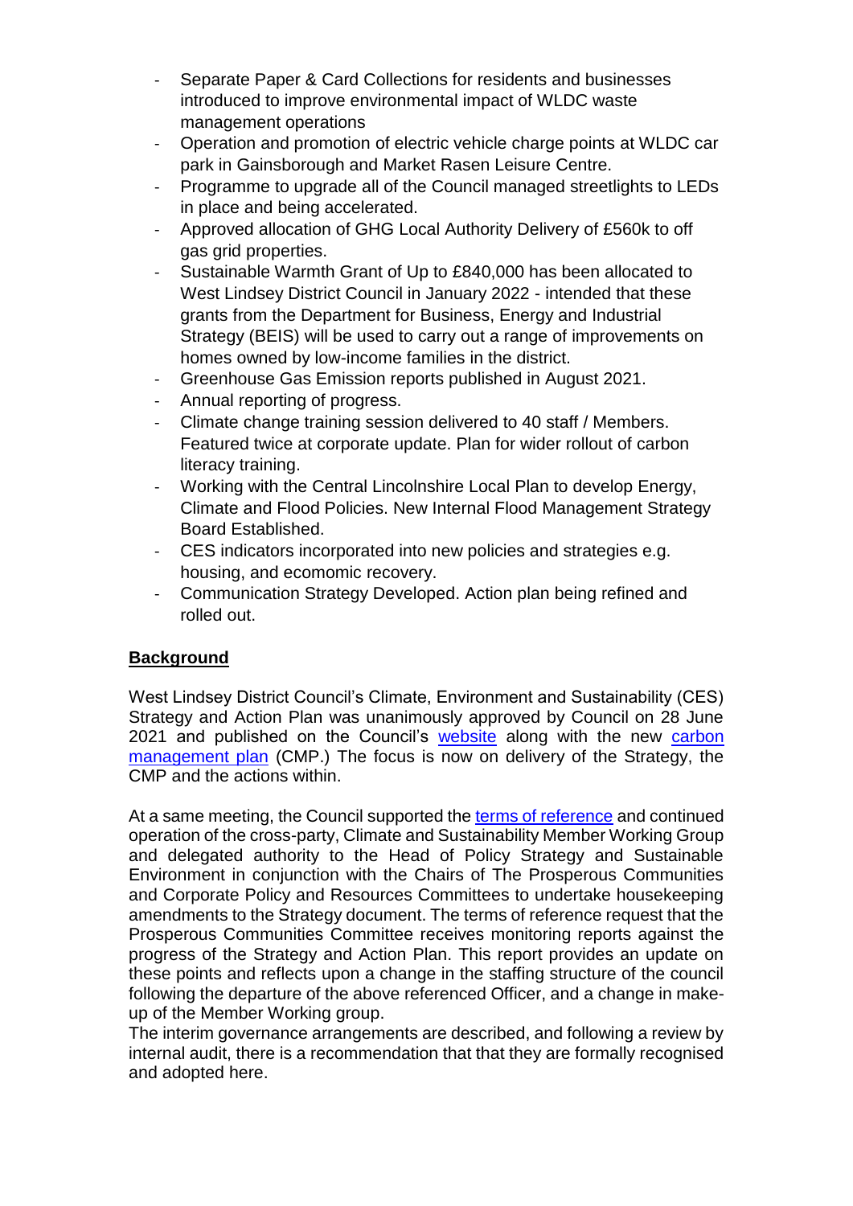- Separate Paper & Card Collections for residents and businesses introduced to improve environmental impact of WLDC waste management operations
- Operation and promotion of electric vehicle charge points at WLDC car park in Gainsborough and Market Rasen Leisure Centre.
- Programme to upgrade all of the Council managed streetlights to LEDs in place and being accelerated.
- Approved allocation of GHG Local Authority Delivery of £560k to off gas grid properties.
- Sustainable Warmth Grant of Up to £840,000 has been allocated to West Lindsey District Council in January 2022 - intended that these grants from the Department for Business, Energy and Industrial Strategy (BEIS) will be used to carry out a range of improvements on homes owned by low-income families in the district.
- Greenhouse Gas Emission reports published in August 2021.
- Annual reporting of progress.
- Climate change training session delivered to 40 staff / Members. Featured twice at corporate update. Plan for wider rollout of carbon literacy training.
- Working with the Central Lincolnshire Local Plan to develop Energy, Climate and Flood Policies. New Internal Flood Management Strategy Board Established.
- CES indicators incorporated into new policies and strategies e.g. housing, and ecomomic recovery.
- Communication Strategy Developed. Action plan being refined and rolled out.

**Background**

West Lindsey District Council's Climate, Environment and Sustainability (CES) Strategy and Action Plan was unanimously approved by Council on 28 June 2021 and published on the Council's website along with the new carbon management plan (CMP.) The focus is now on delivery of the Strategy, the CMP and the actions within.

At a same meeting, the Council supported the terms of reference and continued operation of the cross-party, Climate and Sustainability Member Working Group and delegated authority to the Head of Policy Strategy and Sustainable Environment in conjunction with the Chairs of The Prosperous Communities and Corporate Policy and Resources Committees to undertake housekeeping amendments to the Strategy document. The terms of reference request that the Prosperous Communities Committee receives monitoring reports against the progress of the Strategy and Action Plan. This report provides an update on these points and reflects upon a change in the staffing structure of the council following the departure of the above referenced Officer, and a change in make-up of the Member Working group.
The interim governance arrangements are described, and following a review by internal audit, there is a recommendation that that they are formally recognised and adopted here.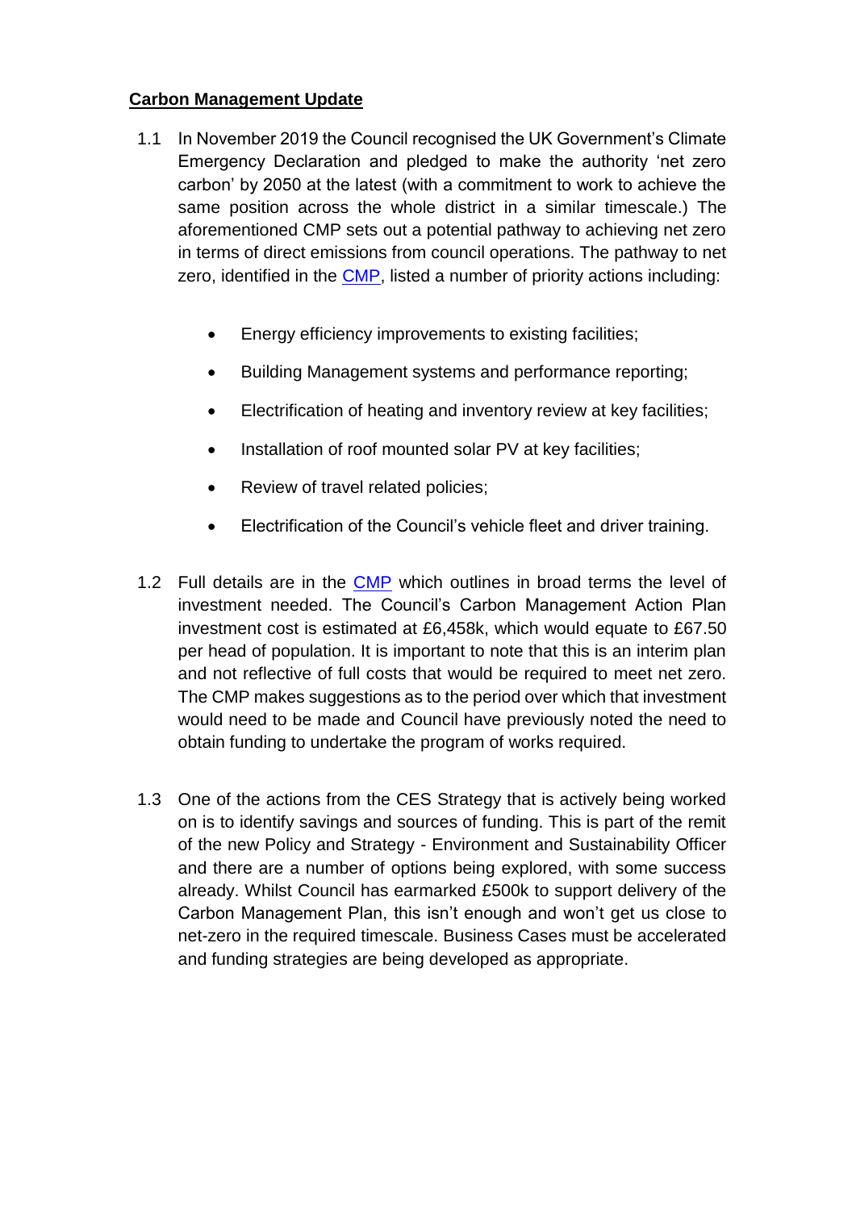**Carbon Management Update**

1.1 In November 2019 the Council recognised the UK Government's Climate Emergency Declaration and pledged to make the authority 'net zero carbon' by 2050 at the latest (with a commitment to work to achieve the same position across the whole district in a similar timescale.) The aforementioned CMP sets out a potential pathway to achieving net zero in terms of direct emissions from council operations. The pathway to net zero, identified in the CMP, listed a number of priority actions including:

- Energy efficiency improvements to existing facilities;
- Building Management systems and performance reporting;
- Electrification of heating and inventory review at key facilities;
- Installation of roof mounted solar PV at key facilities;
- Review of travel related policies;
- Electrification of the Council's vehicle fleet and driver training.

1.2 Full details are in the CMP which outlines in broad terms the level of investment needed. The Council's Carbon Management Action Plan investment cost is estimated at £6,458k, which would equate to £67.50 per head of population. It is important to note that this is an interim plan and not reflective of full costs that would be required to meet net zero. The CMP makes suggestions as to the period over which that investment would need to be made and Council have previously noted the need to obtain funding to undertake the program of works required.

1.3 One of the actions from the CES Strategy that is actively being worked on is to identify savings and sources of funding. This is part of the remit of the new Policy and Strategy - Environment and Sustainability Officer and there are a number of options being explored, with some success already. Whilst Council has earmarked £500k to support delivery of the Carbon Management Plan, this isn't enough and won't get us close to net-zero in the required timescale. Business Cases must be accelerated and funding strategies are being developed as appropriate.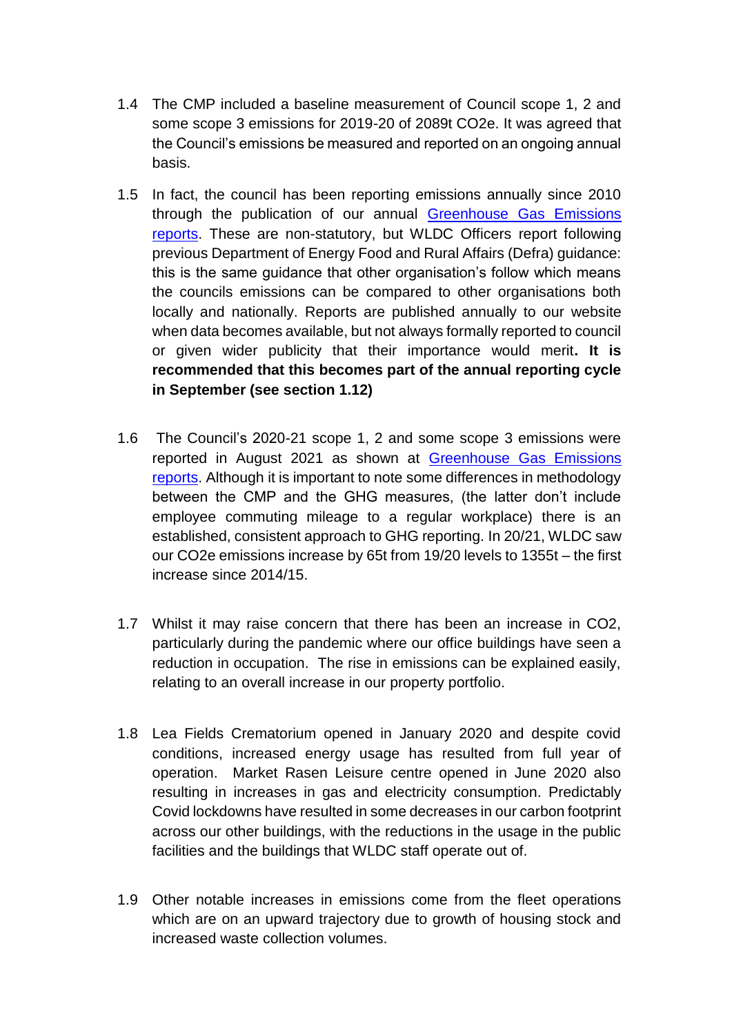1.4 The CMP included a baseline measurement of Council scope 1, 2 and some scope 3 emissions for 2019-20 of 2089t CO2e. It was agreed that the Council's emissions be measured and reported on an ongoing annual basis.

1.5 In fact, the council has been reporting emissions annually since 2010 through the publication of our annual [Greenhouse Gas Emissions reports](). These are non-statutory, but WLDC Officers report following previous Department of Energy Food and Rural Affairs (Defra) guidance: this is the same guidance that other organisation's follow which means the councils emissions can be compared to other organisations both locally and nationally. Reports are published annually to our website when data becomes available, but not always formally reported to council or given wider publicity that their importance would merit**. It is recommended that this becomes part of the annual reporting cycle in September (see section 1.12)**

1.6 The Council's 2020-21 scope 1, 2 and some scope 3 emissions were reported in August 2021 as shown at [Greenhouse Gas Emissions reports](). Although it is important to note some differences in methodology between the CMP and the GHG measures, (the latter don't include employee commuting mileage to a regular workplace) there is an established, consistent approach to GHG reporting. In 20/21, WLDC saw our CO2e emissions increase by 65t from 19/20 levels to 1355t – the first increase since 2014/15.

1.7 Whilst it may raise concern that there has been an increase in CO2, particularly during the pandemic where our office buildings have seen a reduction in occupation. The rise in emissions can be explained easily, relating to an overall increase in our property portfolio.

1.8 Lea Fields Crematorium opened in January 2020 and despite covid conditions, increased energy usage has resulted from full year of operation. Market Rasen Leisure centre opened in June 2020 also resulting in increases in gas and electricity consumption. Predictably Covid lockdowns have resulted in some decreases in our carbon footprint across our other buildings, with the reductions in the usage in the public facilities and the buildings that WLDC staff operate out of.

1.9 Other notable increases in emissions come from the fleet operations which are on an upward trajectory due to growth of housing stock and increased waste collection volumes.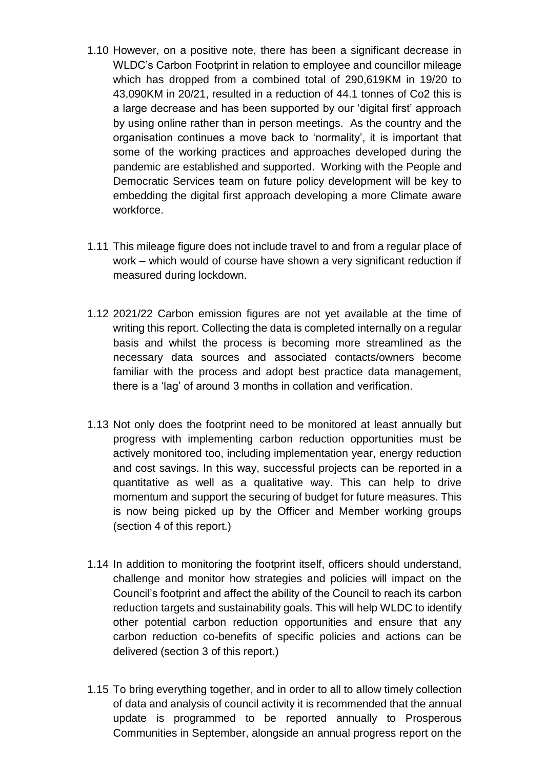1.10 However, on a positive note, there has been a significant decrease in WLDC's Carbon Footprint in relation to employee and councillor mileage which has dropped from a combined total of 290,619KM in 19/20 to 43,090KM in 20/21, resulted in a reduction of 44.1 tonnes of Co2 this is a large decrease and has been supported by our 'digital first' approach by using online rather than in person meetings. As the country and the organisation continues a move back to 'normality', it is important that some of the working practices and approaches developed during the pandemic are established and supported. Working with the People and Democratic Services team on future policy development will be key to embedding the digital first approach developing a more Climate aware workforce.

1.11 This mileage figure does not include travel to and from a regular place of work – which would of course have shown a very significant reduction if measured during lockdown.

1.12 2021/22 Carbon emission figures are not yet available at the time of writing this report. Collecting the data is completed internally on a regular basis and whilst the process is becoming more streamlined as the necessary data sources and associated contacts/owners become familiar with the process and adopt best practice data management, there is a 'lag' of around 3 months in collation and verification.

1.13 Not only does the footprint need to be monitored at least annually but progress with implementing carbon reduction opportunities must be actively monitored too, including implementation year, energy reduction and cost savings. In this way, successful projects can be reported in a quantitative as well as a qualitative way. This can help to drive momentum and support the securing of budget for future measures. This is now being picked up by the Officer and Member working groups (section 4 of this report.)

1.14 In addition to monitoring the footprint itself, officers should understand, challenge and monitor how strategies and policies will impact on the Council's footprint and affect the ability of the Council to reach its carbon reduction targets and sustainability goals. This will help WLDC to identify other potential carbon reduction opportunities and ensure that any carbon reduction co-benefits of specific policies and actions can be delivered (section 3 of this report.)

1.15 To bring everything together, and in order to all to allow timely collection of data and analysis of council activity it is recommended that the annual update is programmed to be reported annually to Prosperous Communities in September, alongside an annual progress report on the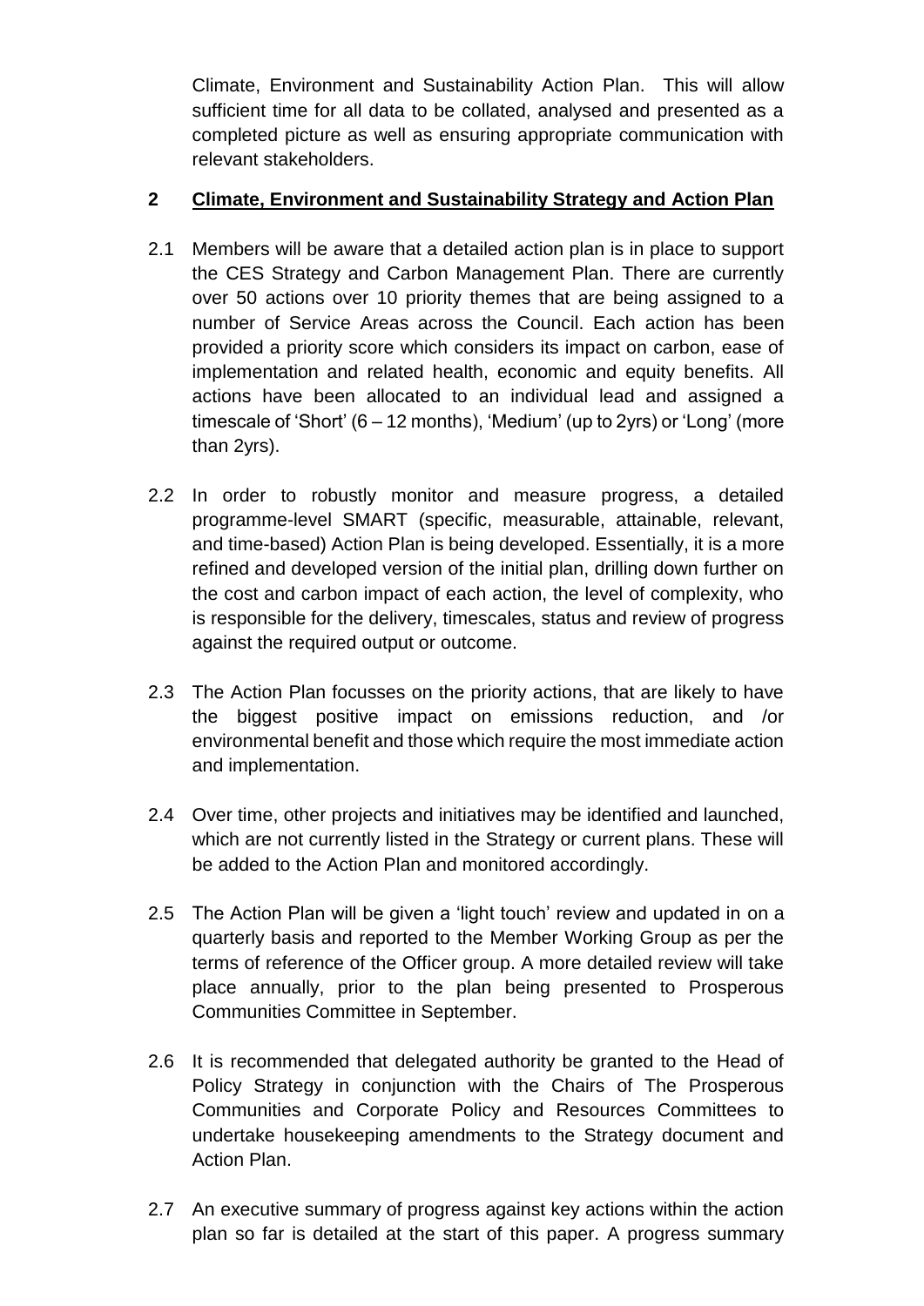Climate, Environment and Sustainability Action Plan. This will allow sufficient time for all data to be collated, analysed and presented as a completed picture as well as ensuring appropriate communication with relevant stakeholders.

## 2 Climate, Environment and Sustainability Strategy and Action Plan

2.1 Members will be aware that a detailed action plan is in place to support the CES Strategy and Carbon Management Plan. There are currently over 50 actions over 10 priority themes that are being assigned to a number of Service Areas across the Council. Each action has been provided a priority score which considers its impact on carbon, ease of implementation and related health, economic and equity benefits. All actions have been allocated to an individual lead and assigned a timescale of 'Short' (6 – 12 months), 'Medium' (up to 2yrs) or 'Long' (more than 2yrs).

2.2 In order to robustly monitor and measure progress, a detailed programme-level SMART (specific, measurable, attainable, relevant, and time-based) Action Plan is being developed. Essentially, it is a more refined and developed version of the initial plan, drilling down further on the cost and carbon impact of each action, the level of complexity, who is responsible for the delivery, timescales, status and review of progress against the required output or outcome.

2.3 The Action Plan focusses on the priority actions, that are likely to have the biggest positive impact on emissions reduction, and /or environmental benefit and those which require the most immediate action and implementation.

2.4 Over time, other projects and initiatives may be identified and launched, which are not currently listed in the Strategy or current plans. These will be added to the Action Plan and monitored accordingly.

2.5 The Action Plan will be given a 'light touch' review and updated in on a quarterly basis and reported to the Member Working Group as per the terms of reference of the Officer group. A more detailed review will take place annually, prior to the plan being presented to Prosperous Communities Committee in September.

2.6 It is recommended that delegated authority be granted to the Head of Policy Strategy in conjunction with the Chairs of The Prosperous Communities and Corporate Policy and Resources Committees to undertake housekeeping amendments to the Strategy document and Action Plan.

2.7 An executive summary of progress against key actions within the action plan so far is detailed at the start of this paper. A progress summary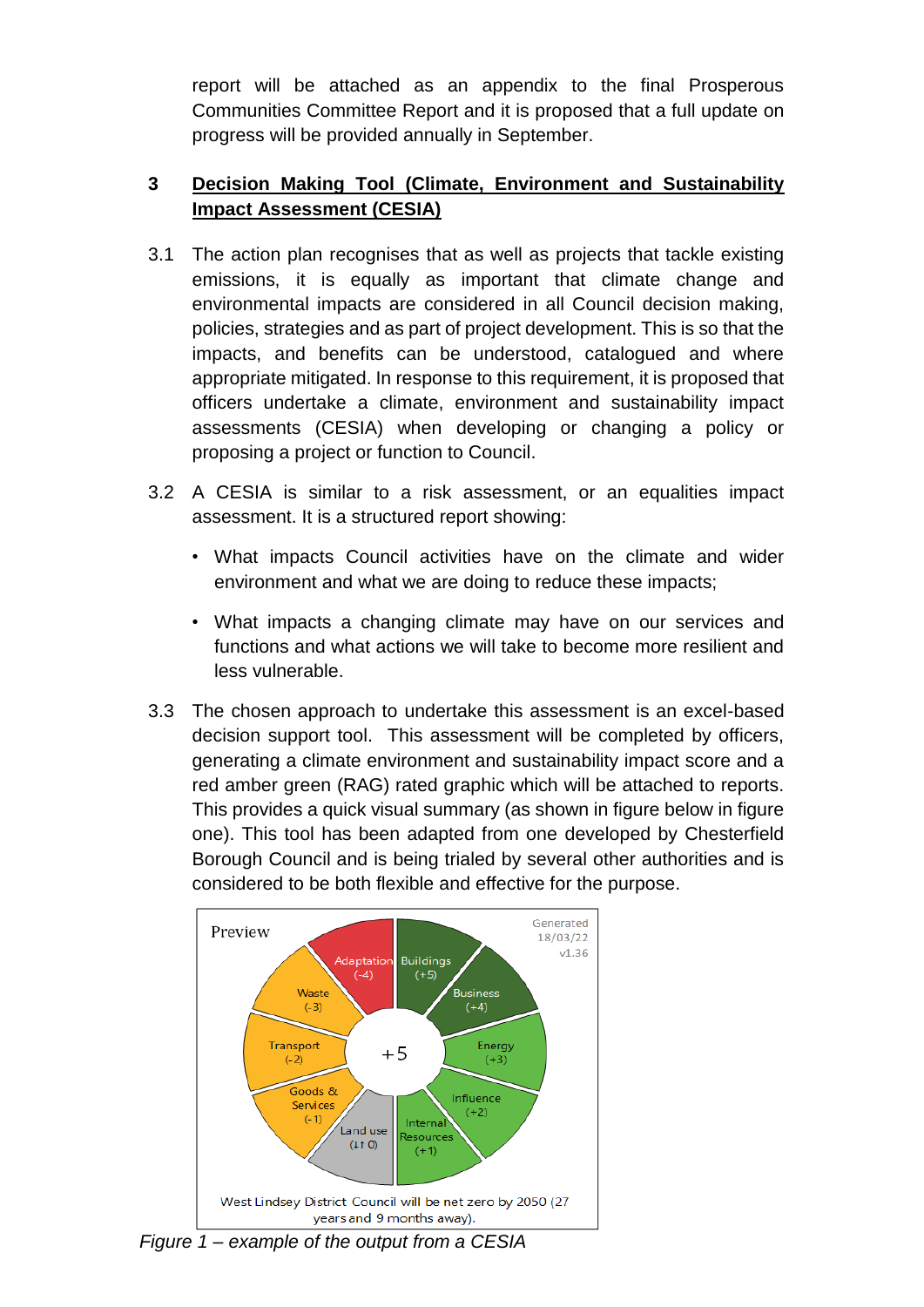report will be attached as an appendix to the final Prosperous Communities Committee Report and it is proposed that a full update on progress will be provided annually in September.

## 3 Decision Making Tool (Climate, Environment and Sustainability Impact Assessment (CESIA)

3.1 The action plan recognises that as well as projects that tackle existing emissions, it is equally as important that climate change and environmental impacts are considered in all Council decision making, policies, strategies and as part of project development. This is so that the impacts, and benefits can be understood, catalogued and where appropriate mitigated. In response to this requirement, it is proposed that officers undertake a climate, environment and sustainability impact assessments (CESIA) when developing or changing a policy or proposing a project or function to Council.

3.2 A CESIA is similar to a risk assessment, or an equalities impact assessment. It is a structured report showing:

- What impacts Council activities have on the climate and wider environment and what we are doing to reduce these impacts;
- What impacts a changing climate may have on our services and functions and what actions we will take to become more resilient and less vulnerable.

3.3 The chosen approach to undertake this assessment is an excel-based decision support tool. This assessment will be completed by officers, generating a climate environment and sustainability impact score and a red amber green (RAG) rated graphic which will be attached to reports. This provides a quick visual summary (as shown in figure below in figure one). This tool has been adapted from one developed by Chesterfield Borough Council and is being trialed by several other authorities and is considered to be both flexible and effective for the purpose.

*Figure 1 – example of the output from a CESIA*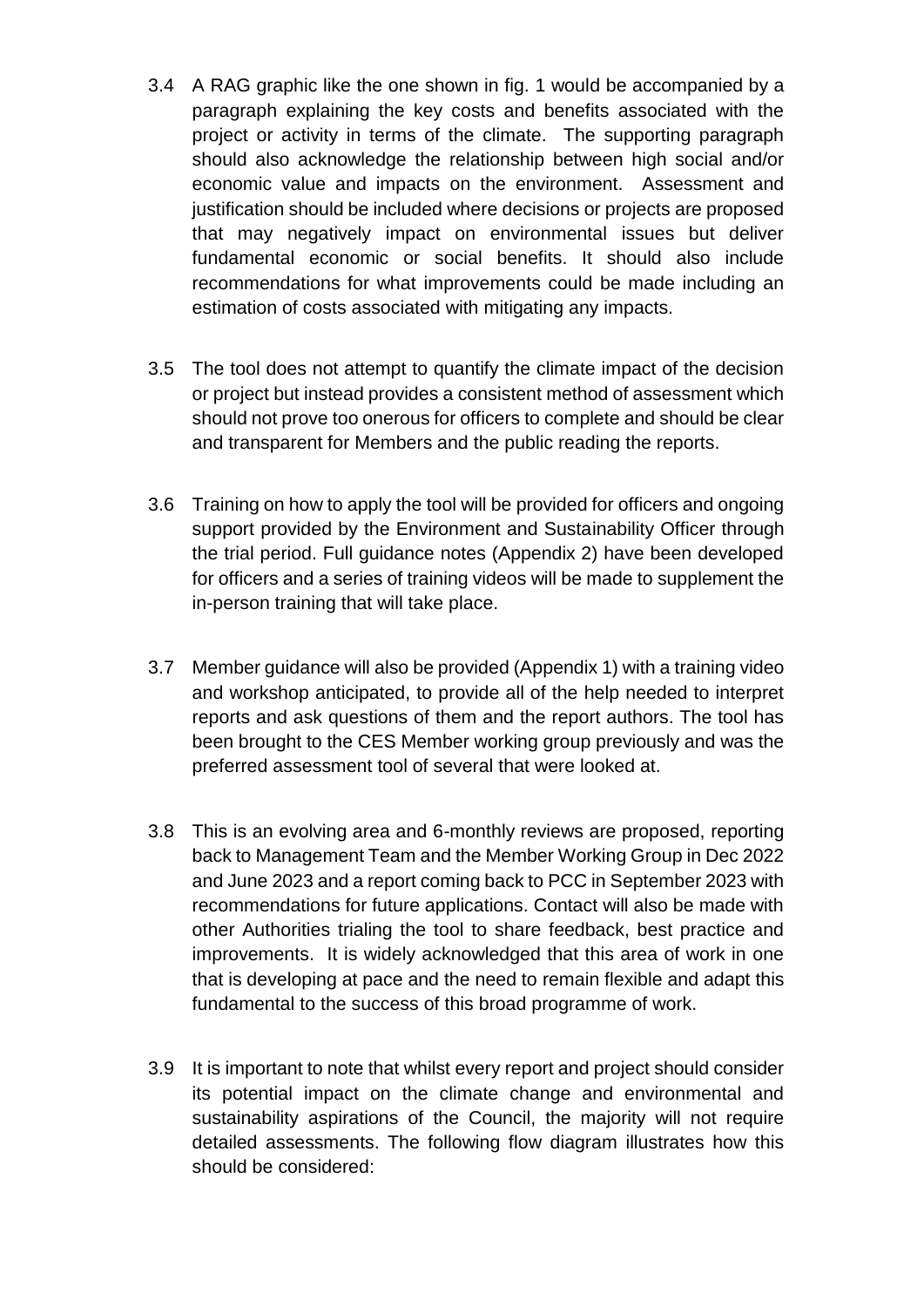3.4 A RAG graphic like the one shown in fig. 1 would be accompanied by a paragraph explaining the key costs and benefits associated with the project or activity in terms of the climate. The supporting paragraph should also acknowledge the relationship between high social and/or economic value and impacts on the environment. Assessment and justification should be included where decisions or projects are proposed that may negatively impact on environmental issues but deliver fundamental economic or social benefits. It should also include recommendations for what improvements could be made including an estimation of costs associated with mitigating any impacts.

3.5 The tool does not attempt to quantify the climate impact of the decision or project but instead provides a consistent method of assessment which should not prove too onerous for officers to complete and should be clear and transparent for Members and the public reading the reports.

3.6 Training on how to apply the tool will be provided for officers and ongoing support provided by the Environment and Sustainability Officer through the trial period. Full guidance notes (Appendix 2) have been developed for officers and a series of training videos will be made to supplement the in-person training that will take place.

3.7 Member guidance will also be provided (Appendix 1) with a training video and workshop anticipated, to provide all of the help needed to interpret reports and ask questions of them and the report authors. The tool has been brought to the CES Member working group previously and was the preferred assessment tool of several that were looked at.

3.8 This is an evolving area and 6-monthly reviews are proposed, reporting back to Management Team and the Member Working Group in Dec 2022 and June 2023 and a report coming back to PCC in September 2023 with recommendations for future applications. Contact will also be made with other Authorities trialing the tool to share feedback, best practice and improvements. It is widely acknowledged that this area of work in one that is developing at pace and the need to remain flexible and adapt this fundamental to the success of this broad programme of work.

3.9 It is important to note that whilst every report and project should consider its potential impact on the climate change and environmental and sustainability aspirations of the Council, the majority will not require detailed assessments. The following flow diagram illustrates how this should be considered: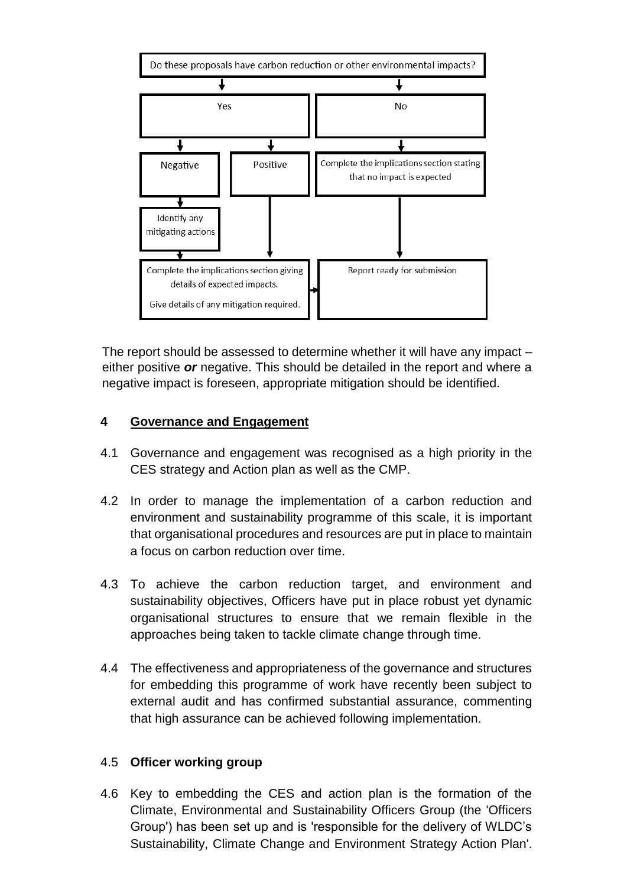Do these proposals have carbon reduction or other environmental impacts?

- **Yes**
  - **Negative** → Identify any mitigating actions → Complete the implications section giving details of expected impacts. Give details of any mitigation required. → Report ready for submission
  - **Positive** → Complete the implications section giving details of expected impacts. Give details of any mitigation required. → Report ready for submission
- **No** → Complete the implications section stating that no impact is expected → Report ready for submission

The report should be assessed to determine whether it will have any impact – either positive ***or*** negative. This should be detailed in the report and where a negative impact is foreseen, appropriate mitigation should be identified.

## 4 Governance and Engagement

4.1 Governance and engagement was recognised as a high priority in the CES strategy and Action plan as well as the CMP.

4.2 In order to manage the implementation of a carbon reduction and environment and sustainability programme of this scale, it is important that organisational procedures and resources are put in place to maintain a focus on carbon reduction over time.

4.3 To achieve the carbon reduction target, and environment and sustainability objectives, Officers have put in place robust yet dynamic organisational structures to ensure that we remain flexible in the approaches being taken to tackle climate change through time.

4.4 The effectiveness and appropriateness of the governance and structures for embedding this programme of work have recently been subject to external audit and has confirmed substantial assurance, commenting that high assurance can be achieved following implementation.

4.5 **Officer working group**

4.6 Key to embedding the CES and action plan is the formation of the Climate, Environmental and Sustainability Officers Group (the 'Officers Group') has been set up and is 'responsible for the delivery of WLDC's Sustainability, Climate Change and Environment Strategy Action Plan'.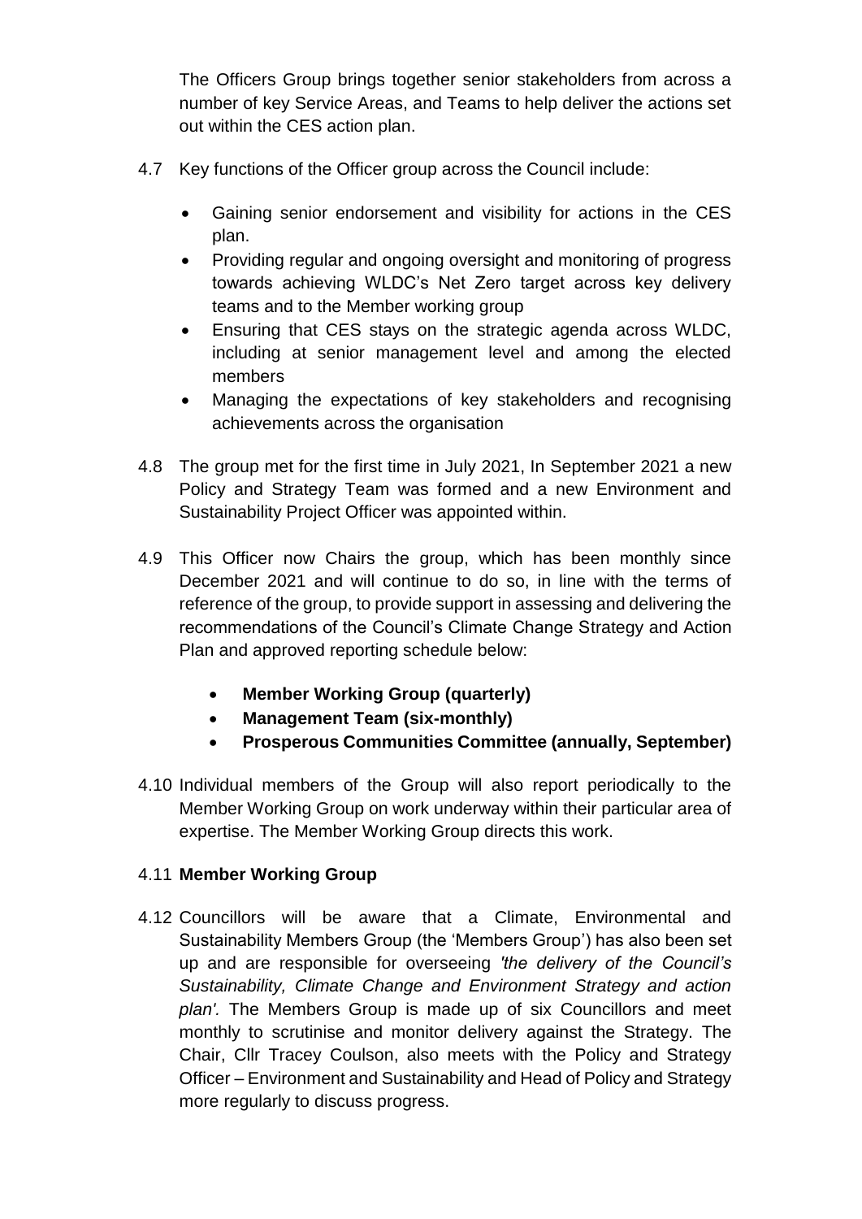The Officers Group brings together senior stakeholders from across a number of key Service Areas, and Teams to help deliver the actions set out within the CES action plan.

4.7 Key functions of the Officer group across the Council include:

- Gaining senior endorsement and visibility for actions in the CES plan.
- Providing regular and ongoing oversight and monitoring of progress towards achieving WLDC's Net Zero target across key delivery teams and to the Member working group
- Ensuring that CES stays on the strategic agenda across WLDC, including at senior management level and among the elected members
- Managing the expectations of key stakeholders and recognising achievements across the organisation

4.8 The group met for the first time in July 2021, In September 2021 a new Policy and Strategy Team was formed and a new Environment and Sustainability Project Officer was appointed within.

4.9 This Officer now Chairs the group, which has been monthly since December 2021 and will continue to do so, in line with the terms of reference of the group, to provide support in assessing and delivering the recommendations of the Council's Climate Change Strategy and Action Plan and approved reporting schedule below:

- **Member Working Group (quarterly)**
- **Management Team (six-monthly)**
- **Prosperous Communities Committee (annually, September)**

4.10 Individual members of the Group will also report periodically to the Member Working Group on work underway within their particular area of expertise. The Member Working Group directs this work.

4.11 **Member Working Group**

4.12 Councillors will be aware that a Climate, Environmental and Sustainability Members Group (the 'Members Group') has also been set up and are responsible for overseeing *'the delivery of the Council's Sustainability, Climate Change and Environment Strategy and action plan'.* The Members Group is made up of six Councillors and meet monthly to scrutinise and monitor delivery against the Strategy. The Chair, Cllr Tracey Coulson, also meets with the Policy and Strategy Officer – Environment and Sustainability and Head of Policy and Strategy more regularly to discuss progress.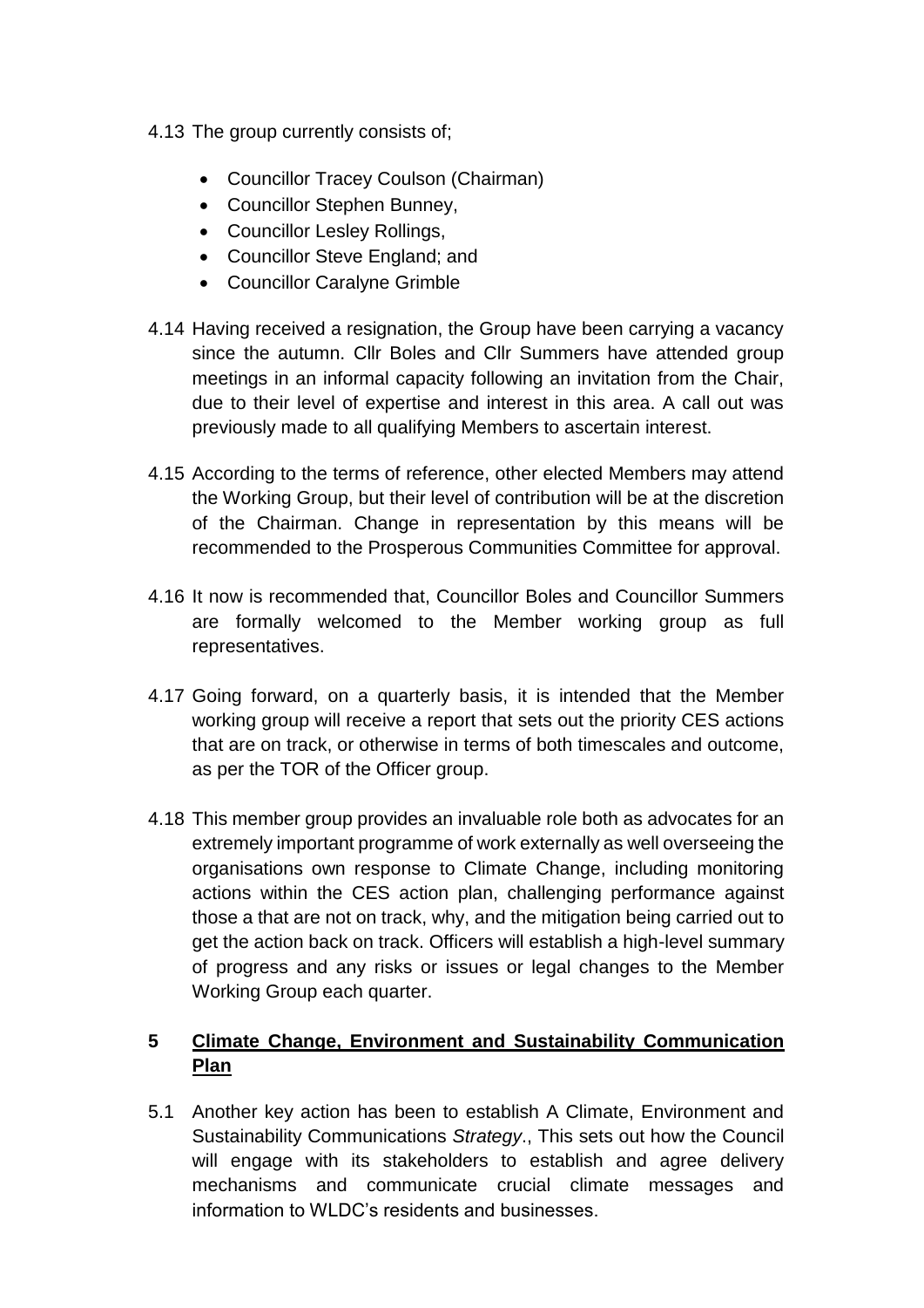4.13 The group currently consists of;

- Councillor Tracey Coulson (Chairman)
- Councillor Stephen Bunney,
- Councillor Lesley Rollings,
- Councillor Steve England; and
- Councillor Caralyne Grimble

4.14 Having received a resignation, the Group have been carrying a vacancy since the autumn. Cllr Boles and Cllr Summers have attended group meetings in an informal capacity following an invitation from the Chair, due to their level of expertise and interest in this area. A call out was previously made to all qualifying Members to ascertain interest.

4.15 According to the terms of reference, other elected Members may attend the Working Group, but their level of contribution will be at the discretion of the Chairman. Change in representation by this means will be recommended to the Prosperous Communities Committee for approval.

4.16 It now is recommended that, Councillor Boles and Councillor Summers are formally welcomed to the Member working group as full representatives.

4.17 Going forward, on a quarterly basis, it is intended that the Member working group will receive a report that sets out the priority CES actions that are on track, or otherwise in terms of both timescales and outcome, as per the TOR of the Officer group.

4.18 This member group provides an invaluable role both as advocates for an extremely important programme of work externally as well overseeing the organisations own response to Climate Change, including monitoring actions within the CES action plan, challenging performance against those a that are not on track, why, and the mitigation being carried out to get the action back on track. Officers will establish a high-level summary of progress and any risks or issues or legal changes to the Member Working Group each quarter.

## 5 <u>Climate Change, Environment and Sustainability Communication Plan</u>

5.1 Another key action has been to establish A Climate, Environment and Sustainability Communications *Strategy*., This sets out how the Council will engage with its stakeholders to establish and agree delivery mechanisms and communicate crucial climate messages and information to WLDC's residents and businesses.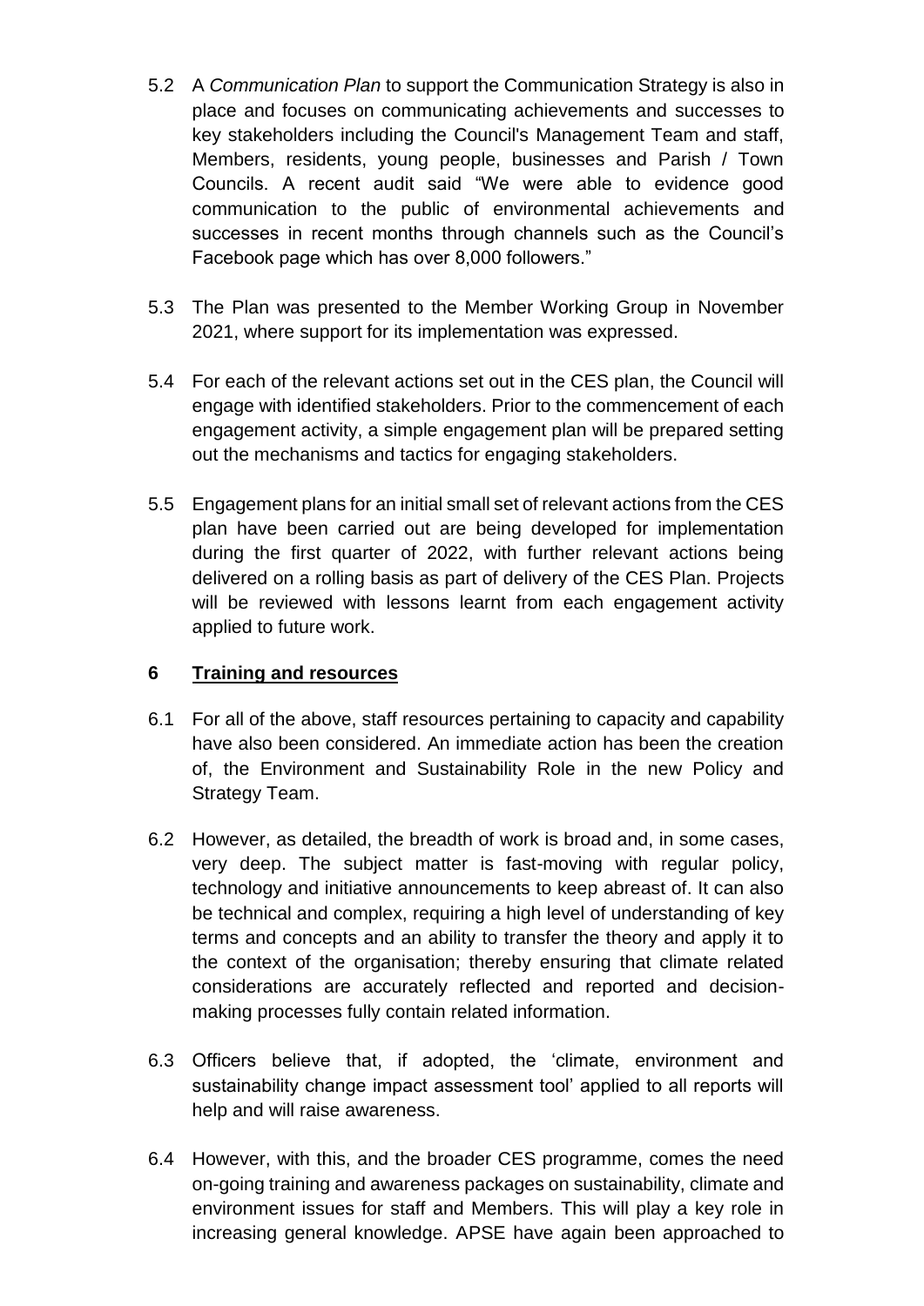5.2 A *Communication Plan* to support the Communication Strategy is also in place and focuses on communicating achievements and successes to key stakeholders including the Council's Management Team and staff, Members, residents, young people, businesses and Parish / Town Councils. A recent audit said "We were able to evidence good communication to the public of environmental achievements and successes in recent months through channels such as the Council's Facebook page which has over 8,000 followers."

5.3 The Plan was presented to the Member Working Group in November 2021, where support for its implementation was expressed.

5.4 For each of the relevant actions set out in the CES plan, the Council will engage with identified stakeholders. Prior to the commencement of each engagement activity, a simple engagement plan will be prepared setting out the mechanisms and tactics for engaging stakeholders.

5.5 Engagement plans for an initial small set of relevant actions from the CES plan have been carried out are being developed for implementation during the first quarter of 2022, with further relevant actions being delivered on a rolling basis as part of delivery of the CES Plan. Projects will be reviewed with lessons learnt from each engagement activity applied to future work.

## 6 <u>Training and resources</u>

6.1 For all of the above, staff resources pertaining to capacity and capability have also been considered. An immediate action has been the creation of, the Environment and Sustainability Role in the new Policy and Strategy Team.

6.2 However, as detailed, the breadth of work is broad and, in some cases, very deep. The subject matter is fast-moving with regular policy, technology and initiative announcements to keep abreast of. It can also be technical and complex, requiring a high level of understanding of key terms and concepts and an ability to transfer the theory and apply it to the context of the organisation; thereby ensuring that climate related considerations are accurately reflected and reported and decision-making processes fully contain related information.

6.3 Officers believe that, if adopted, the 'climate, environment and sustainability change impact assessment tool' applied to all reports will help and will raise awareness.

6.4 However, with this, and the broader CES programme, comes the need on-going training and awareness packages on sustainability, climate and environment issues for staff and Members. This will play a key role in increasing general knowledge. APSE have again been approached to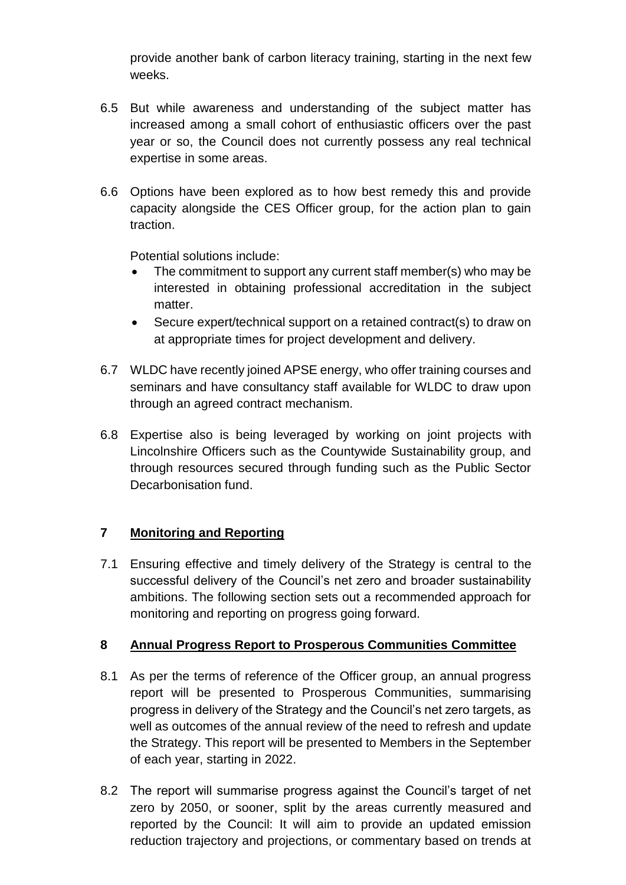provide another bank of carbon literacy training, starting in the next few weeks.

6.5 But while awareness and understanding of the subject matter has increased among a small cohort of enthusiastic officers over the past year or so, the Council does not currently possess any real technical expertise in some areas.

6.6 Options have been explored as to how best remedy this and provide capacity alongside the CES Officer group, for the action plan to gain traction.

Potential solutions include:

- The commitment to support any current staff member(s) who may be interested in obtaining professional accreditation in the subject matter.
- Secure expert/technical support on a retained contract(s) to draw on at appropriate times for project development and delivery.

6.7 WLDC have recently joined APSE energy, who offer training courses and seminars and have consultancy staff available for WLDC to draw upon through an agreed contract mechanism.

6.8 Expertise also is being leveraged by working on joint projects with Lincolnshire Officers such as the Countywide Sustainability group, and through resources secured through funding such as the Public Sector Decarbonisation fund.

## 7 Monitoring and Reporting

7.1 Ensuring effective and timely delivery of the Strategy is central to the successful delivery of the Council's net zero and broader sustainability ambitions. The following section sets out a recommended approach for monitoring and reporting on progress going forward.

## 8 Annual Progress Report to Prosperous Communities Committee

8.1 As per the terms of reference of the Officer group, an annual progress report will be presented to Prosperous Communities, summarising progress in delivery of the Strategy and the Council's net zero targets, as well as outcomes of the annual review of the need to refresh and update the Strategy. This report will be presented to Members in the September of each year, starting in 2022.

8.2 The report will summarise progress against the Council's target of net zero by 2050, or sooner, split by the areas currently measured and reported by the Council: It will aim to provide an updated emission reduction trajectory and projections, or commentary based on trends at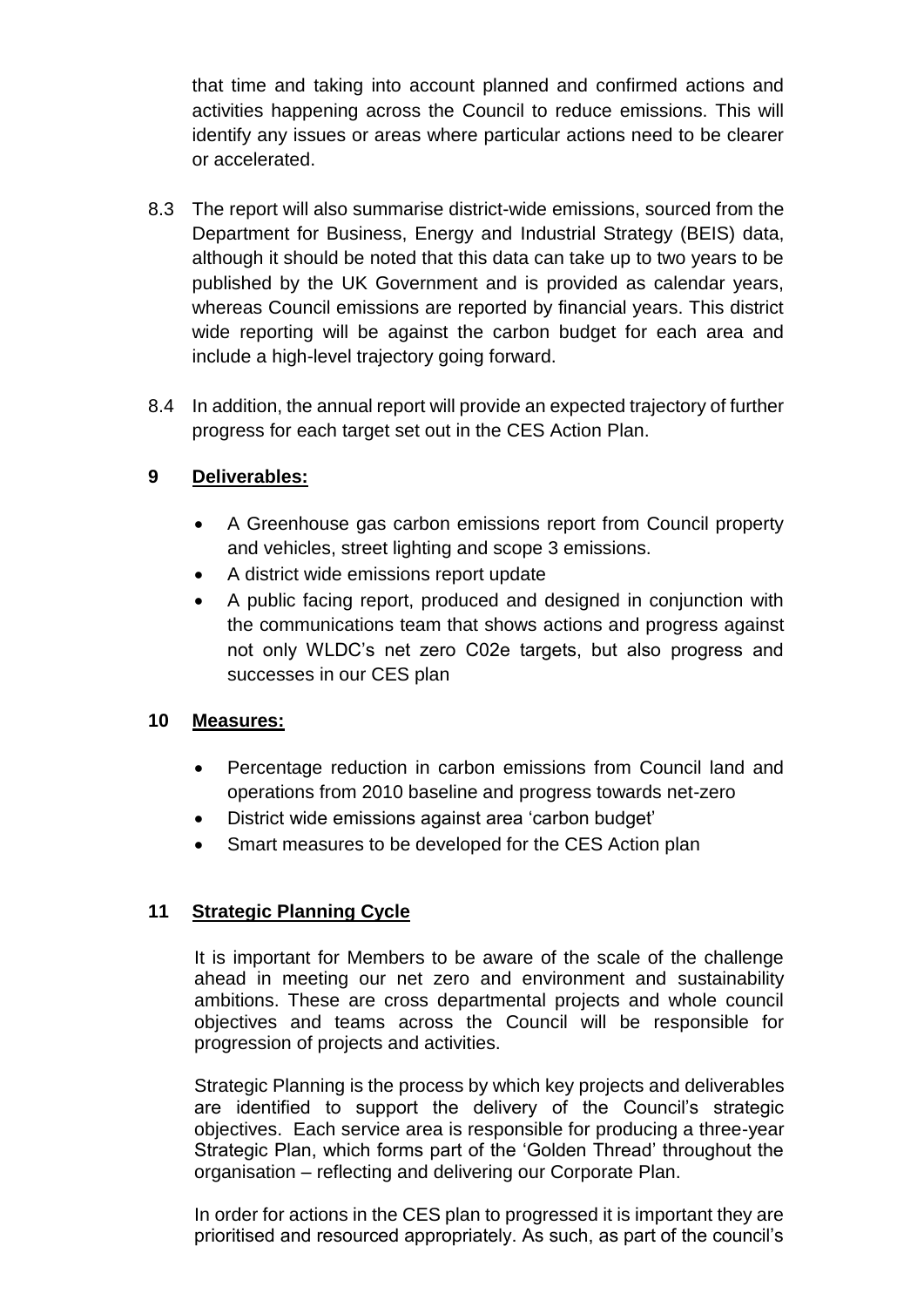that time and taking into account planned and confirmed actions and activities happening across the Council to reduce emissions. This will identify any issues or areas where particular actions need to be clearer or accelerated.

8.3 The report will also summarise district-wide emissions, sourced from the Department for Business, Energy and Industrial Strategy (BEIS) data, although it should be noted that this data can take up to two years to be published by the UK Government and is provided as calendar years, whereas Council emissions are reported by financial years. This district wide reporting will be against the carbon budget for each area and include a high-level trajectory going forward.

8.4 In addition, the annual report will provide an expected trajectory of further progress for each target set out in the CES Action Plan.

## 9 Deliverables:

- A Greenhouse gas carbon emissions report from Council property and vehicles, street lighting and scope 3 emissions.
- A district wide emissions report update
- A public facing report, produced and designed in conjunction with the communications team that shows actions and progress against not only WLDC's net zero C02e targets, but also progress and successes in our CES plan

## 10 Measures:

- Percentage reduction in carbon emissions from Council land and operations from 2010 baseline and progress towards net-zero
- District wide emissions against area 'carbon budget'
- Smart measures to be developed for the CES Action plan

## 11 Strategic Planning Cycle

It is important for Members to be aware of the scale of the challenge ahead in meeting our net zero and environment and sustainability ambitions. These are cross departmental projects and whole council objectives and teams across the Council will be responsible for progression of projects and activities.

Strategic Planning is the process by which key projects and deliverables are identified to support the delivery of the Council's strategic objectives. Each service area is responsible for producing a three-year Strategic Plan, which forms part of the 'Golden Thread' throughout the organisation – reflecting and delivering our Corporate Plan.

In order for actions in the CES plan to progressed it is important they are prioritised and resourced appropriately. As such, as part of the council's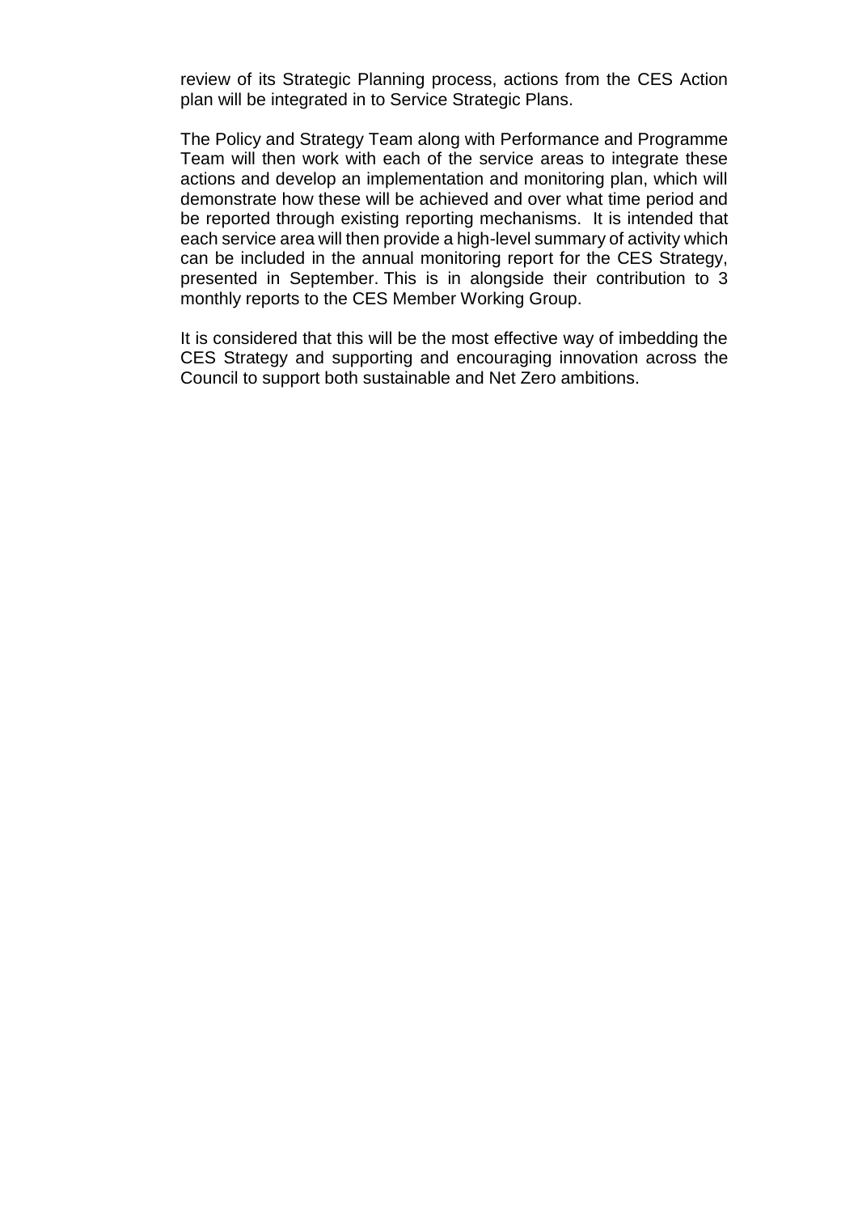review of its Strategic Planning process, actions from the CES Action plan will be integrated in to Service Strategic Plans.

The Policy and Strategy Team along with Performance and Programme Team will then work with each of the service areas to integrate these actions and develop an implementation and monitoring plan, which will demonstrate how these will be achieved and over what time period and be reported through existing reporting mechanisms. It is intended that each service area will then provide a high-level summary of activity which can be included in the annual monitoring report for the CES Strategy, presented in September. This is in alongside their contribution to 3 monthly reports to the CES Member Working Group.

It is considered that this will be the most effective way of imbedding the CES Strategy and supporting and encouraging innovation across the Council to support both sustainable and Net Zero ambitions.